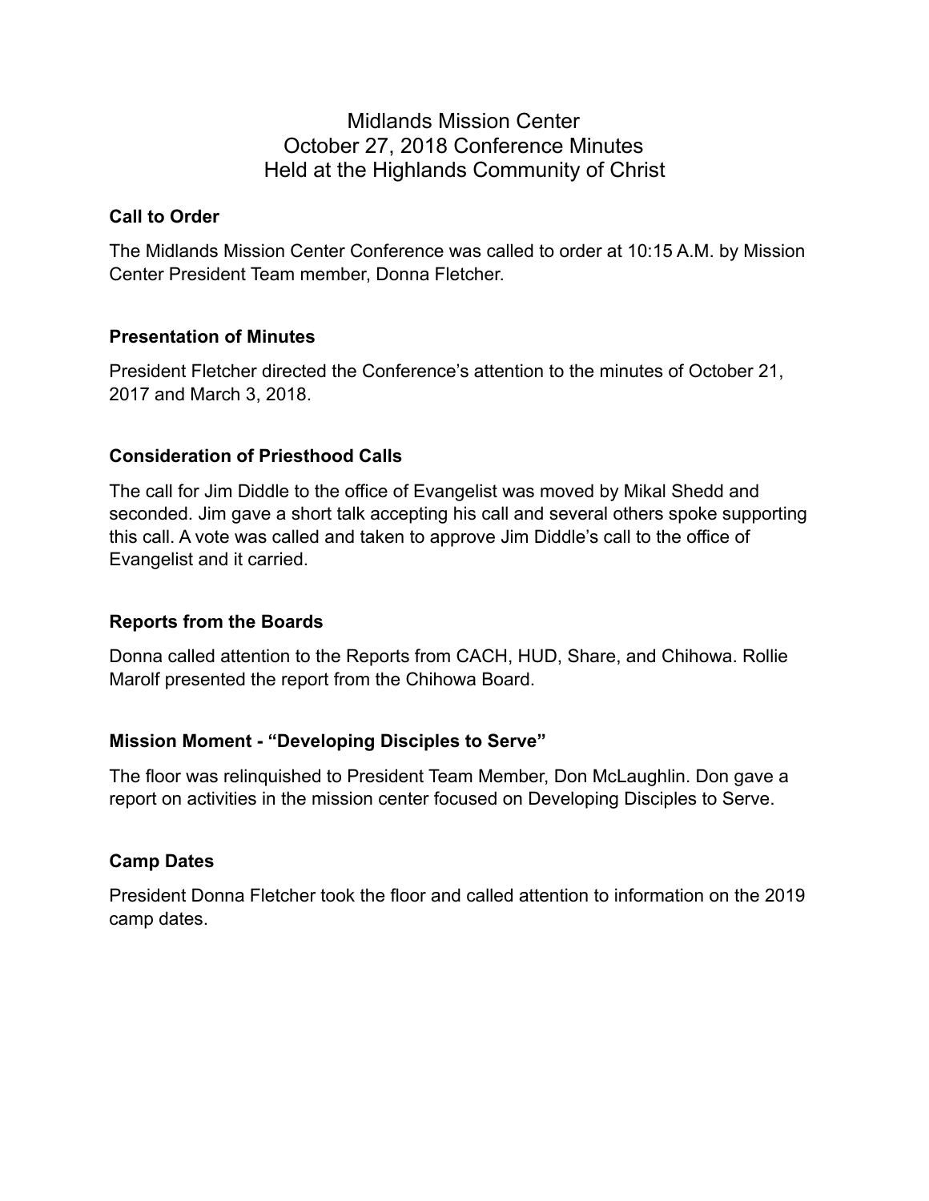# Midlands Mission Center
# October 27, 2018 Conference Minutes
# Held at the Highlands Community of Christ

**Call to Order**

The Midlands Mission Center Conference was called to order at 10:15 A.M. by Mission Center President Team member, Donna Fletcher.

**Presentation of Minutes**

President Fletcher directed the Conference's attention to the minutes of October 21, 2017 and March 3, 2018.

**Consideration of Priesthood Calls**

The call for Jim Diddle to the office of Evangelist was moved by Mikal Shedd and seconded. Jim gave a short talk accepting his call and several others spoke supporting this call. A vote was called and taken to approve Jim Diddle's call to the office of Evangelist and it carried.

**Reports from the Boards**

Donna called attention to the Reports from CACH, HUD, Share, and Chihowa. Rollie Marolf presented the report from the Chihowa Board.

**Mission Moment - "Developing Disciples to Serve"**

The floor was relinquished to President Team Member, Don McLaughlin. Don gave a report on activities in the mission center focused on Developing Disciples to Serve.

**Camp Dates**

President Donna Fletcher took the floor and called attention to information on the 2019 camp dates.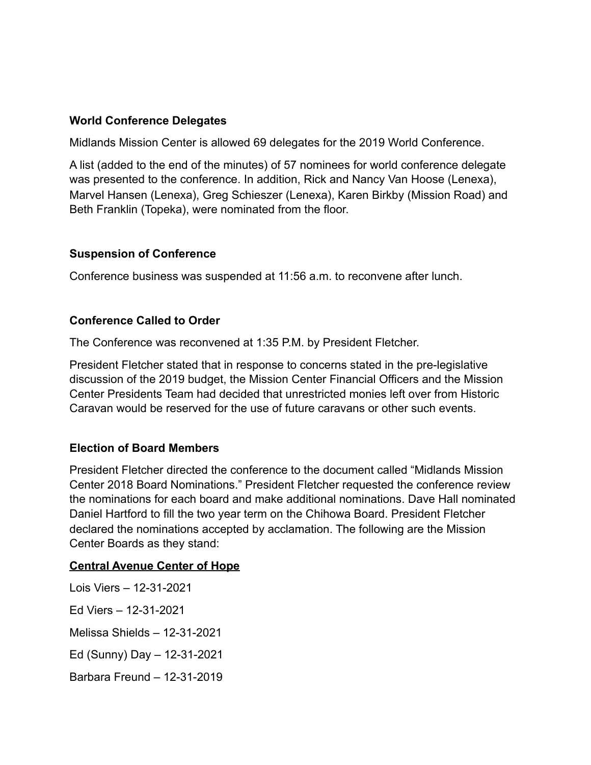### World Conference Delegates

Midlands Mission Center is allowed 69 delegates for the 2019 World Conference.

A list (added to the end of the minutes) of 57 nominees for world conference delegate was presented to the conference. In addition, Rick and Nancy Van Hoose (Lenexa), Marvel Hansen (Lenexa), Greg Schieszer (Lenexa), Karen Birkby (Mission Road) and Beth Franklin (Topeka), were nominated from the floor.

### Suspension of Conference

Conference business was suspended at 11:56 a.m. to reconvene after lunch.

### Conference Called to Order

The Conference was reconvened at 1:35 P.M. by President Fletcher.

President Fletcher stated that in response to concerns stated in the pre-legislative discussion of the 2019 budget, the Mission Center Financial Officers and the Mission Center Presidents Team had decided that unrestricted monies left over from Historic Caravan would be reserved for the use of future caravans or other such events.

### Election of Board Members

President Fletcher directed the conference to the document called "Midlands Mission Center 2018 Board Nominations." President Fletcher requested the conference review the nominations for each board and make additional nominations. Dave Hall nominated Daniel Hartford to fill the two year term on the Chihowa Board. President Fletcher declared the nominations accepted by acclamation. The following are the Mission Center Boards as they stand:

**Central Avenue Center of Hope**

Lois Viers – 12-31-2021

Ed Viers – 12-31-2021

Melissa Shields – 12-31-2021

Ed (Sunny) Day – 12-31-2021

Barbara Freund – 12-31-2019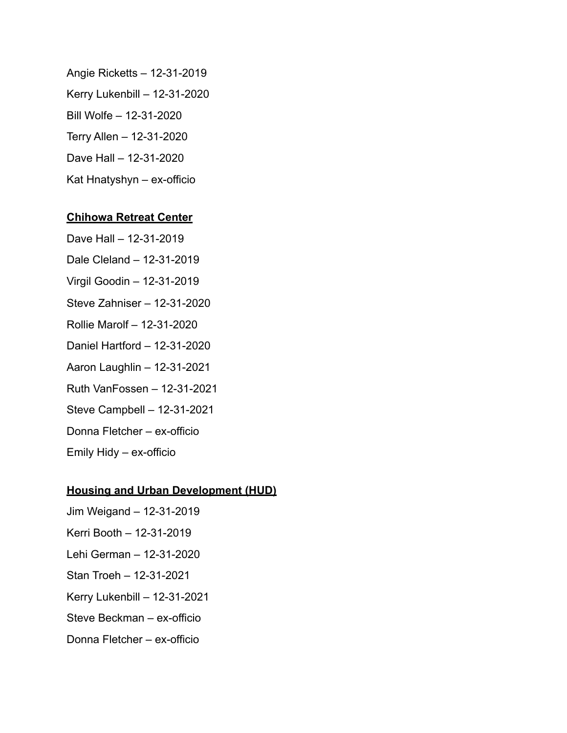Angie Ricketts – 12-31-2019

Kerry Lukenbill – 12-31-2020

Bill Wolfe – 12-31-2020

Terry Allen – 12-31-2020

Dave Hall – 12-31-2020

Kat Hnatyshyn – ex-officio

**Chihowa Retreat Center**

Dave Hall – 12-31-2019

Dale Cleland – 12-31-2019

Virgil Goodin – 12-31-2019

Steve Zahniser – 12-31-2020

Rollie Marolf – 12-31-2020

Daniel Hartford – 12-31-2020

Aaron Laughlin – 12-31-2021

Ruth VanFossen – 12-31-2021

Steve Campbell – 12-31-2021

Donna Fletcher – ex-officio

Emily Hidy – ex-officio

**Housing and Urban Development (HUD)**

Jim Weigand – 12-31-2019

Kerri Booth – 12-31-2019

Lehi German – 12-31-2020

Stan Troeh – 12-31-2021

Kerry Lukenbill – 12-31-2021

Steve Beckman – ex-officio

Donna Fletcher – ex-officio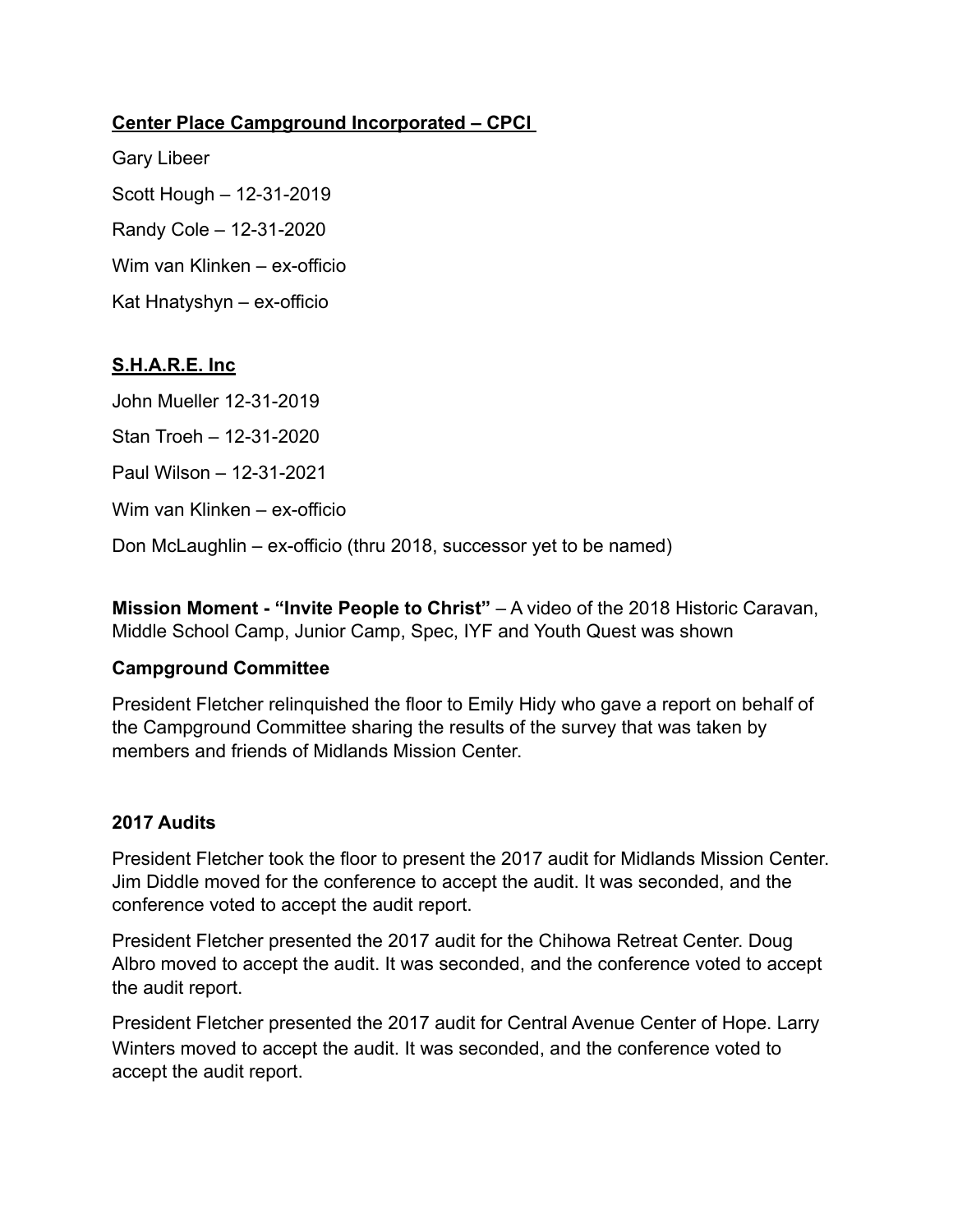**Center Place Campground Incorporated – CPCI**

Gary Libeer

Scott Hough – 12-31-2019

Randy Cole – 12-31-2020

Wim van Klinken – ex-officio

Kat Hnatyshyn – ex-officio

**S.H.A.R.E. Inc**

John Mueller 12-31-2019

Stan Troeh – 12-31-2020

Paul Wilson – 12-31-2021

Wim van Klinken – ex-officio

Don McLaughlin – ex-officio (thru 2018, successor yet to be named)

**Mission Moment - "Invite People to Christ"** – A video of the 2018 Historic Caravan, Middle School Camp, Junior Camp, Spec, IYF and Youth Quest was shown

**Campground Committee**

President Fletcher relinquished the floor to Emily Hidy who gave a report on behalf of the Campground Committee sharing the results of the survey that was taken by members and friends of Midlands Mission Center.

**2017 Audits**

President Fletcher took the floor to present the 2017 audit for Midlands Mission Center. Jim Diddle moved for the conference to accept the audit. It was seconded, and the conference voted to accept the audit report.

President Fletcher presented the 2017 audit for the Chihowa Retreat Center. Doug Albro moved to accept the audit. It was seconded, and the conference voted to accept the audit report.

President Fletcher presented the 2017 audit for Central Avenue Center of Hope. Larry Winters moved to accept the audit. It was seconded, and the conference voted to accept the audit report.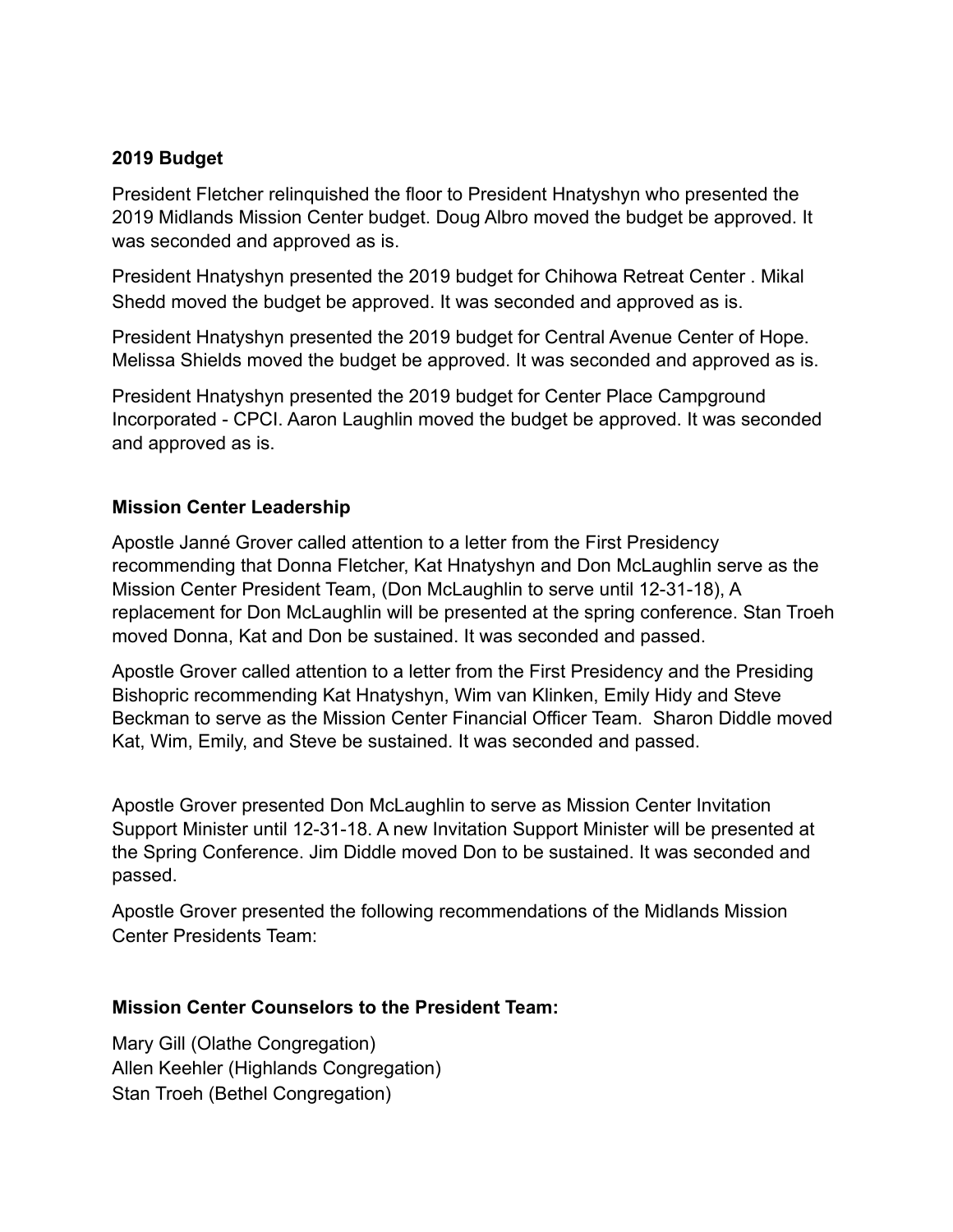**2019 Budget**

President Fletcher relinquished the floor to President Hnatyshyn who presented the 2019 Midlands Mission Center budget. Doug Albro moved the budget be approved. It was seconded and approved as is.

President Hnatyshyn presented the 2019 budget for Chihowa Retreat Center . Mikal Shedd moved the budget be approved. It was seconded and approved as is.

President Hnatyshyn presented the 2019 budget for Central Avenue Center of Hope. Melissa Shields moved the budget be approved. It was seconded and approved as is.

President Hnatyshyn presented the 2019 budget for Center Place Campground Incorporated - CPCI. Aaron Laughlin moved the budget be approved. It was seconded and approved as is.

**Mission Center Leadership**

Apostle Janné Grover called attention to a letter from the First Presidency recommending that Donna Fletcher, Kat Hnatyshyn and Don McLaughlin serve as the Mission Center President Team, (Don McLaughlin to serve until 12-31-18), A replacement for Don McLaughlin will be presented at the spring conference. Stan Troeh moved Donna, Kat and Don be sustained. It was seconded and passed.

Apostle Grover called attention to a letter from the First Presidency and the Presiding Bishopric recommending Kat Hnatyshyn, Wim van Klinken, Emily Hidy and Steve Beckman to serve as the Mission Center Financial Officer Team. Sharon Diddle moved Kat, Wim, Emily, and Steve be sustained. It was seconded and passed.

Apostle Grover presented Don McLaughlin to serve as Mission Center Invitation Support Minister until 12-31-18. A new Invitation Support Minister will be presented at the Spring Conference. Jim Diddle moved Don to be sustained. It was seconded and passed.

Apostle Grover presented the following recommendations of the Midlands Mission Center Presidents Team:

**Mission Center Counselors to the President Team:**

Mary Gill (Olathe Congregation)
Allen Keehler (Highlands Congregation)
Stan Troeh (Bethel Congregation)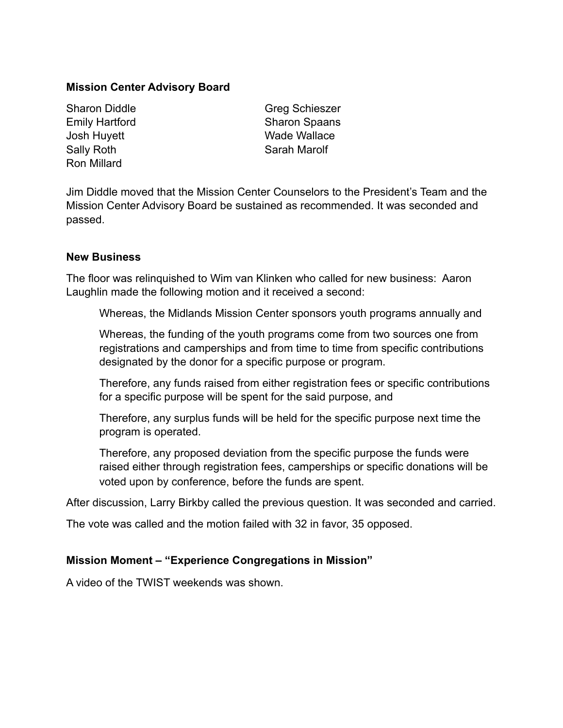**Mission Center Advisory Board**

Sharon Diddle
Emily Hartford
Josh Huyett
Sally Roth
Ron Millard
Greg Schieszer
Sharon Spaans
Wade Wallace
Sarah Marolf

Jim Diddle moved that the Mission Center Counselors to the President's Team and the Mission Center Advisory Board be sustained as recommended. It was seconded and passed.

**New Business**

The floor was relinquished to Wim van Klinken who called for new business: Aaron Laughlin made the following motion and it received a second:

> Whereas, the Midlands Mission Center sponsors youth programs annually and
>
> Whereas, the funding of the youth programs come from two sources one from registrations and camperships and from time to time from specific contributions designated by the donor for a specific purpose or program.
>
> Therefore, any funds raised from either registration fees or specific contributions for a specific purpose will be spent for the said purpose, and
>
> Therefore, any surplus funds will be held for the specific purpose next time the program is operated.
>
> Therefore, any proposed deviation from the specific purpose the funds were raised either through registration fees, camperships or specific donations will be voted upon by conference, before the funds are spent.

After discussion, Larry Birkby called the previous question. It was seconded and carried.

The vote was called and the motion failed with 32 in favor, 35 opposed.

**Mission Moment – "Experience Congregations in Mission"**

A video of the TWIST weekends was shown.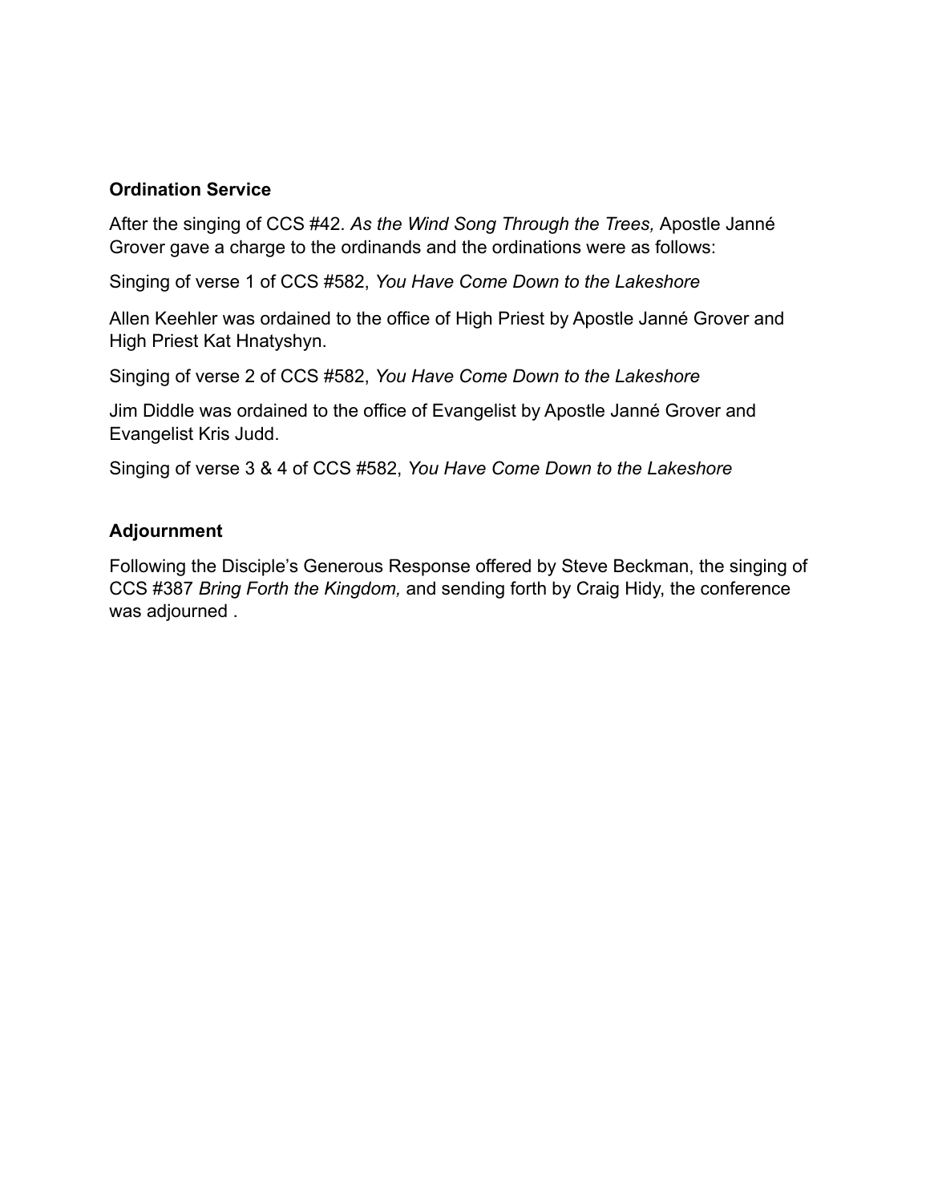## Ordination Service

After the singing of CCS #42. *As the Wind Song Through the Trees,* Apostle Janné Grover gave a charge to the ordinands and the ordinations were as follows:

Singing of verse 1 of CCS #582, *You Have Come Down to the Lakeshore*

Allen Keehler was ordained to the office of High Priest by Apostle Janné Grover and High Priest Kat Hnatyshyn.

Singing of verse 2 of CCS #582, *You Have Come Down to the Lakeshore*

Jim Diddle was ordained to the office of Evangelist by Apostle Janné Grover and Evangelist Kris Judd.

Singing of verse 3 & 4 of CCS #582, *You Have Come Down to the Lakeshore*

## Adjournment

Following the Disciple's Generous Response offered by Steve Beckman, the singing of CCS #387 *Bring Forth the Kingdom,* and sending forth by Craig Hidy, the conference was adjourned .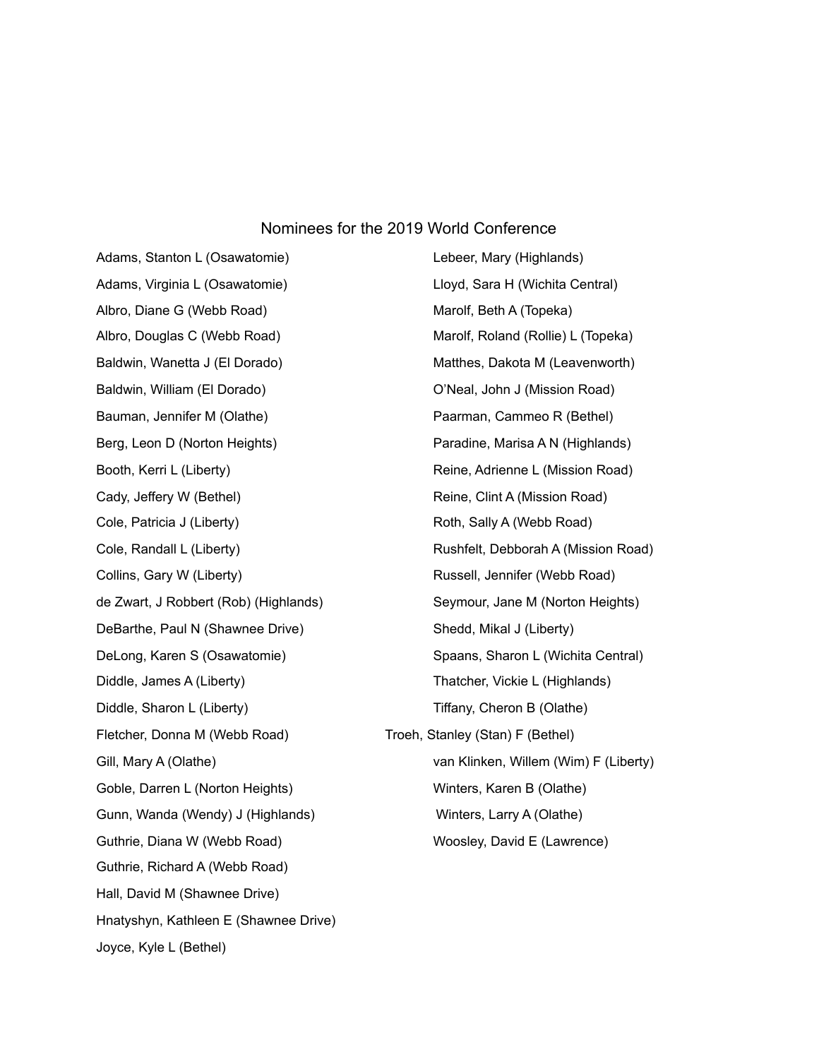# Nominees for the 2019 World Conference

Adams, Stanton L (Osawatomie)

Adams, Virginia L (Osawatomie)

Albro, Diane G (Webb Road)

Albro, Douglas C (Webb Road)

Baldwin, Wanetta J (El Dorado)

Baldwin, William (El Dorado)

Bauman, Jennifer M (Olathe)

Berg, Leon D (Norton Heights)

Booth, Kerri L (Liberty)

Cady, Jeffery W (Bethel)

Cole, Patricia J (Liberty)

Cole, Randall L (Liberty)

Collins, Gary W (Liberty)

de Zwart, J Robbert (Rob) (Highlands)

DeBarthe, Paul N (Shawnee Drive)

DeLong, Karen S (Osawatomie)

Diddle, James A (Liberty)

Diddle, Sharon L (Liberty)

Fletcher, Donna M (Webb Road)

Gill, Mary A (Olathe)

Goble, Darren L (Norton Heights)

Gunn, Wanda (Wendy) J (Highlands)

Guthrie, Diana W (Webb Road)

Guthrie, Richard A (Webb Road)

Hall, David M (Shawnee Drive)

Hnatyshyn, Kathleen E (Shawnee Drive)

Joyce, Kyle L (Bethel)

Lebeer, Mary (Highlands)

Lloyd, Sara H (Wichita Central)

Marolf, Beth A (Topeka)

Marolf, Roland (Rollie) L (Topeka)

Matthes, Dakota M (Leavenworth)

O'Neal, John J (Mission Road)

Paarman, Cammeo R (Bethel)

Paradine, Marisa A N (Highlands)

Reine, Adrienne L (Mission Road)

Reine, Clint A (Mission Road)

Roth, Sally A (Webb Road)

Rushfelt, Debborah A (Mission Road)

Russell, Jennifer (Webb Road)

Seymour, Jane M (Norton Heights)

Shedd, Mikal J (Liberty)

Spaans, Sharon L (Wichita Central)

Thatcher, Vickie L (Highlands)

Tiffany, Cheron B (Olathe)

Troeh, Stanley (Stan) F (Bethel)

van Klinken, Willem (Wim) F (Liberty)

Winters, Karen B (Olathe)

Winters, Larry A (Olathe)

Woosley, David E (Lawrence)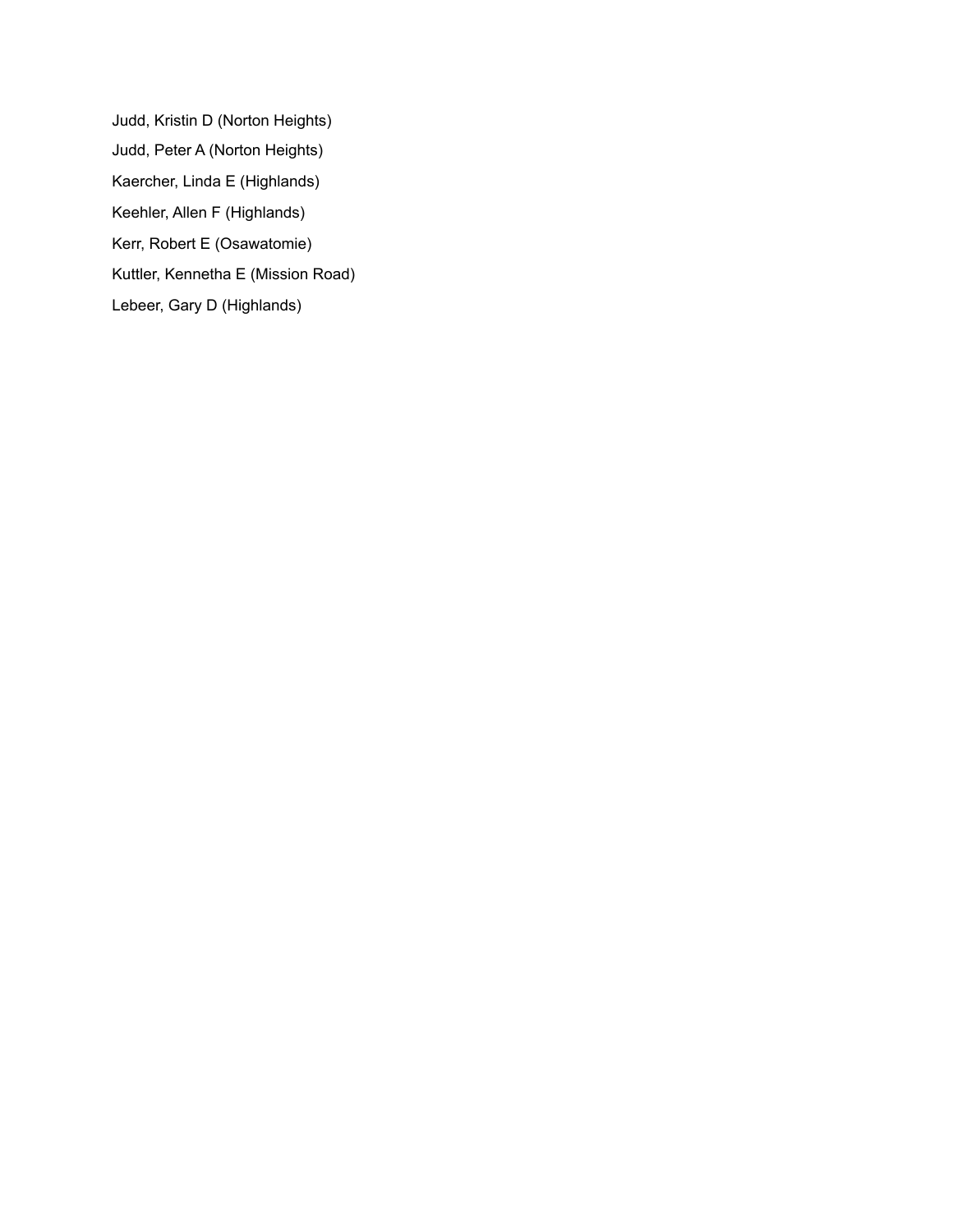Judd, Kristin D (Norton Heights)

Judd, Peter A (Norton Heights)

Kaercher, Linda E (Highlands)

Keehler, Allen F (Highlands)

Kerr, Robert E (Osawatomie)

Kuttler, Kennetha E (Mission Road)

Lebeer, Gary D (Highlands)